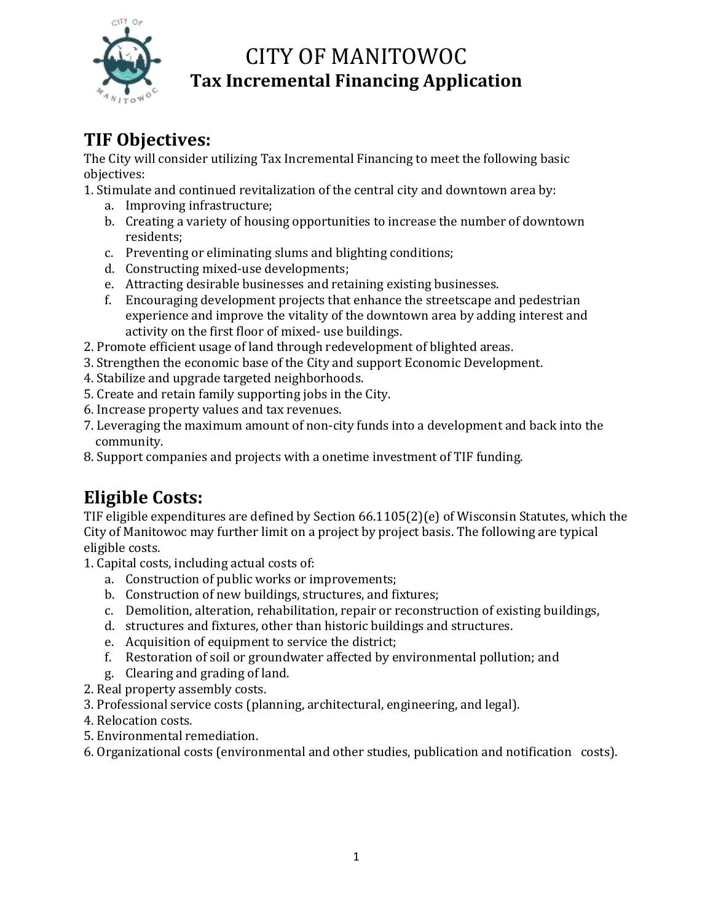# CITY OF MANITOWOC

## Tax Incremental Financing Application

## TIF Objectives:

The City will consider utilizing Tax Incremental Financing to meet the following basic objectives:

1. Stimulate and continued revitalization of the central city and downtown area by:
    a. Improving infrastructure;
    b. Creating a variety of housing opportunities to increase the number of downtown residents;
    c. Preventing or eliminating slums and blighting conditions;
    d. Constructing mixed-use developments;
    e. Attracting desirable businesses and retaining existing businesses.
    f. Encouraging development projects that enhance the streetscape and pedestrian experience and improve the vitality of the downtown area by adding interest and activity on the first floor of mixed- use buildings.
2. Promote efficient usage of land through redevelopment of blighted areas.
3. Strengthen the economic base of the City and support Economic Development.
4. Stabilize and upgrade targeted neighborhoods.
5. Create and retain family supporting jobs in the City.
6. Increase property values and tax revenues.
7. Leveraging the maximum amount of non-city funds into a development and back into the community.
8. Support companies and projects with a onetime investment of TIF funding.

## Eligible Costs:

TIF eligible expenditures are defined by Section 66.1105(2)(e) of Wisconsin Statutes, which the City of Manitowoc may further limit on a project by project basis. The following are typical eligible costs.

1. Capital costs, including actual costs of:
    a. Construction of public works or improvements;
    b. Construction of new buildings, structures, and fixtures;
    c. Demolition, alteration, rehabilitation, repair or reconstruction of existing buildings,
    d. structures and fixtures, other than historic buildings and structures.
    e. Acquisition of equipment to service the district;
    f. Restoration of soil or groundwater affected by environmental pollution; and
    g. Clearing and grading of land.
2. Real property assembly costs.
3. Professional service costs (planning, architectural, engineering, and legal).
4. Relocation costs.
5. Environmental remediation.
6. Organizational costs (environmental and other studies, publication and notification costs).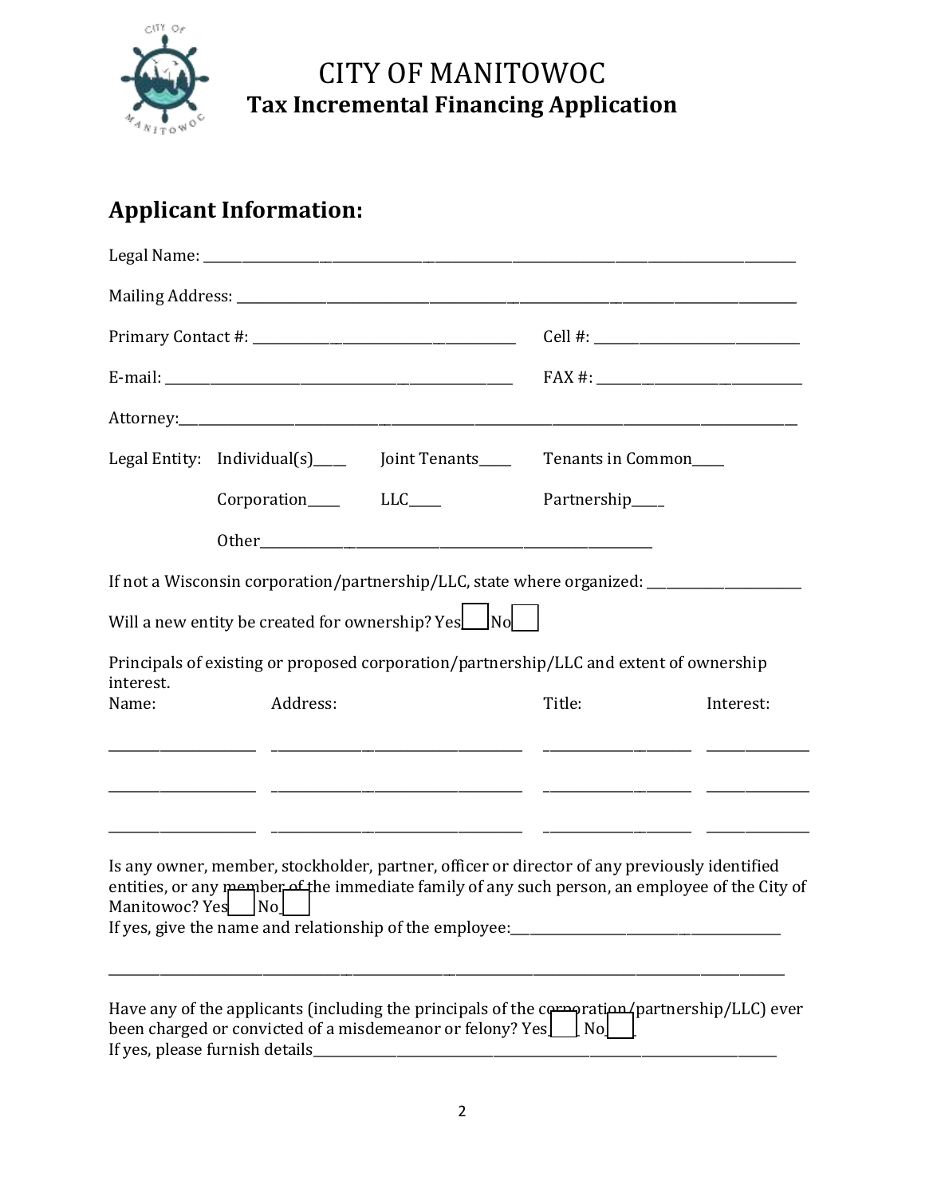# CITY OF MANITOWOC

## Tax Incremental Financing Application

## Applicant Information:

Legal Name: ___________________________________________________________________________

Mailing Address: _______________________________________________________________________

Primary Contact #: ____________________________________ Cell #: ____________________________

E-mail: ________________________________________________ FAX #: ____________________________

Attorney:_______________________________________________________________________________

Legal Entity: Individual(s)____ Joint Tenants____ Tenants in Common____

Corporation____ LLC____ Partnership____

Other________________________________________________________

If not a Wisconsin corporation/partnership/LLC, state where organized: ______________________

Will a new entity be created for ownership? Yes☐ No☐

Principals of existing or proposed corporation/partnership/LLC and extent of ownership interest.

| Name: | Address: | Title: | Interest: |
| --- | --- | --- | --- |
| | | | |
| | | | |
| | | | |

Is any owner, member, stockholder, partner, officer or director of any previously identified entities, or any member of the immediate family of any such person, an employee of the City of Manitowoc? Yes☐ No☐

If yes, give the name and relationship of the employee:_______________________________________

_______________________________________________________________________________________

Have any of the applicants (including the principals of the corporation/partnership/LLC) ever been charged or convicted of a misdemeanor or felony? Yes☐ No☐

If yes, please furnish details_____________________________________________________________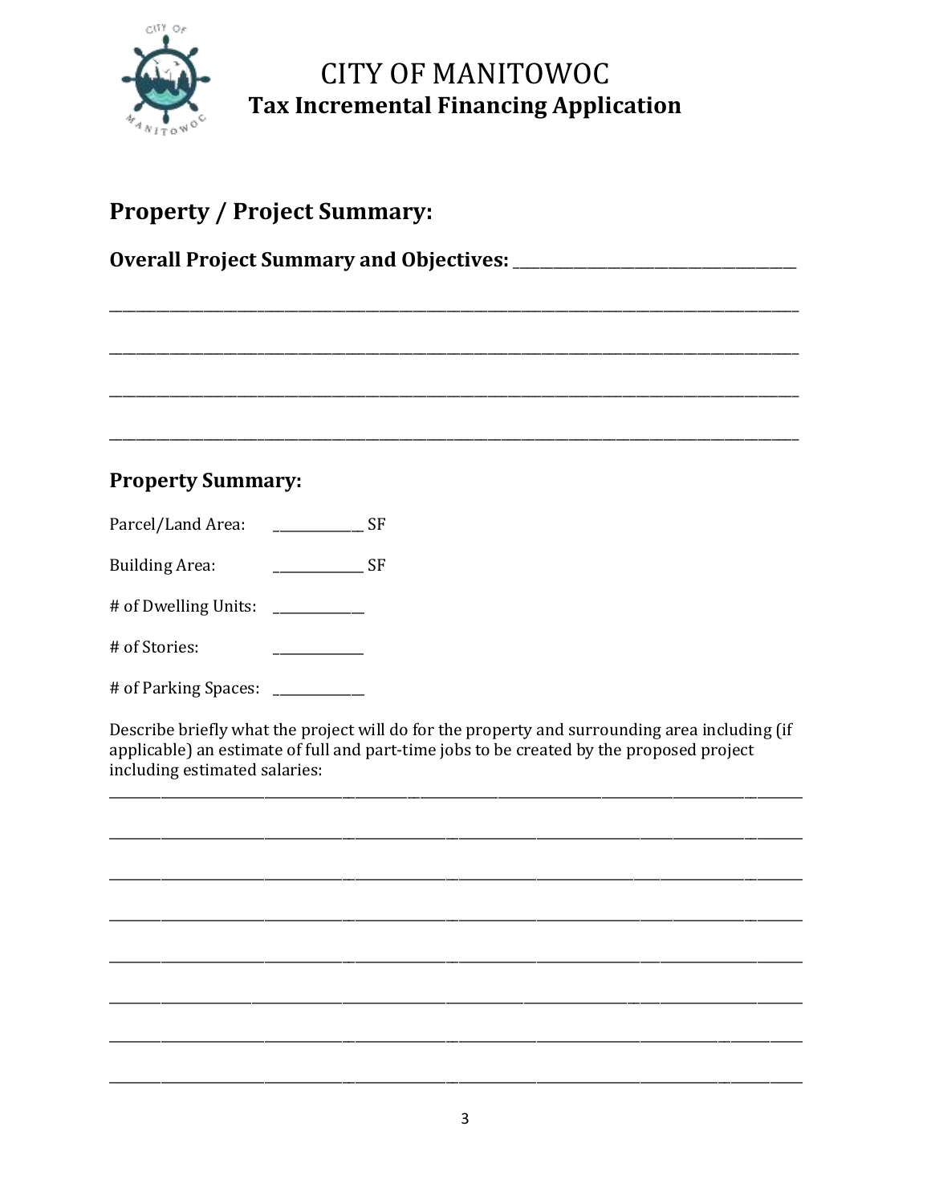# CITY OF MANITOWOC

## Tax Incremental Financing Application

## Property / Project Summary:

**Overall Project Summary and Objectives:** ______________________________________

_____________________________________________________________________________________________

_____________________________________________________________________________________________

_____________________________________________________________________________________________

_____________________________________________________________________________________________

## Property Summary:

Parcel/Land Area: ______________ SF

Building Area: ______________ SF

# of Dwelling Units: ______________

# of Stories: ______________

# of Parking Spaces: ______________

Describe briefly what the project will do for the property and surrounding area including (if applicable) an estimate of full and part-time jobs to be created by the proposed project including estimated salaries:

_____________________________________________________________________________________________

_____________________________________________________________________________________________

_____________________________________________________________________________________________

_____________________________________________________________________________________________

_____________________________________________________________________________________________

_____________________________________________________________________________________________

_____________________________________________________________________________________________

_____________________________________________________________________________________________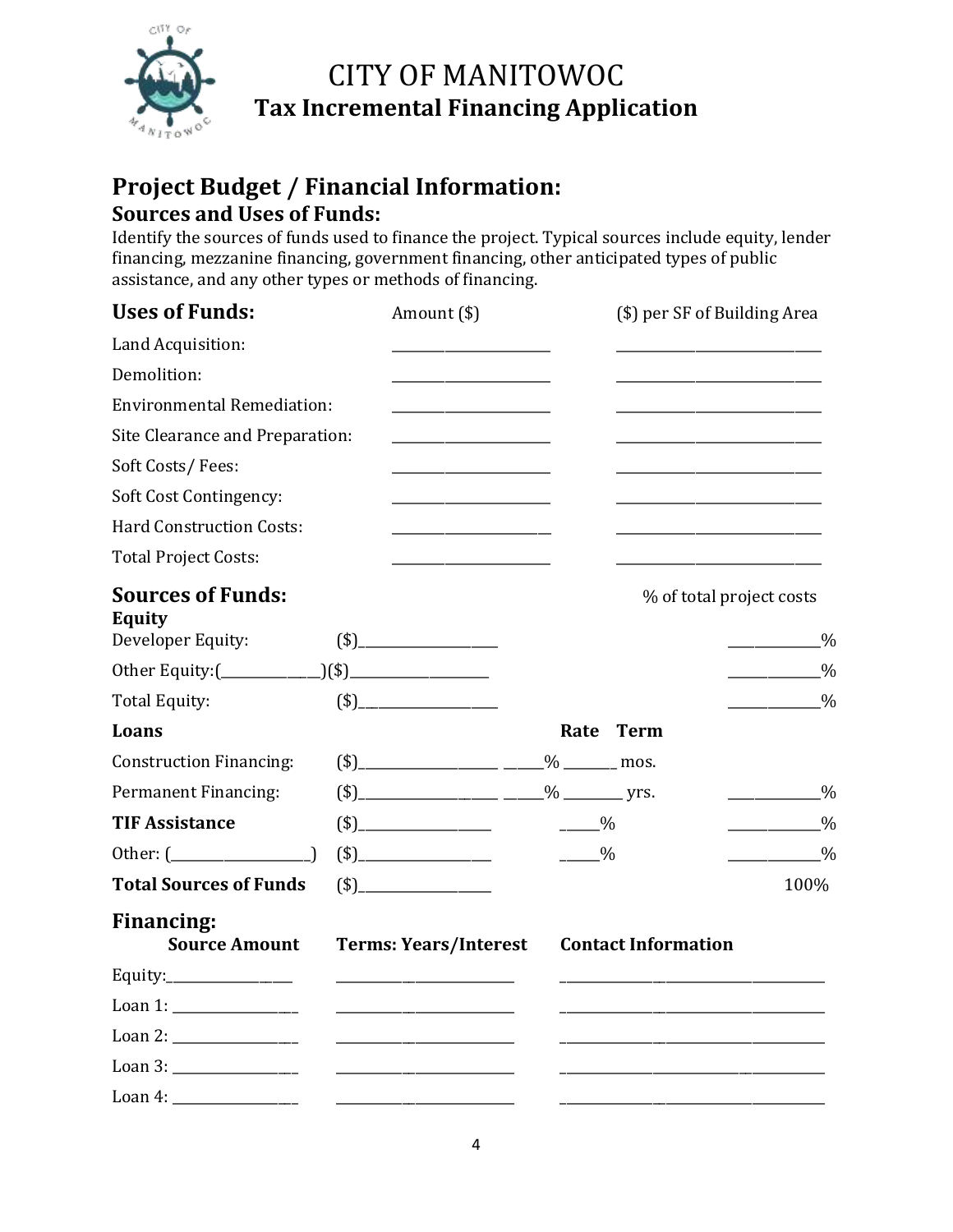# CITY OF MANITOWOC

## Tax Incremental Financing Application

## Project Budget / Financial Information:

### Sources and Uses of Funds:

Identify the sources of funds used to finance the project. Typical sources include equity, lender financing, mezzanine financing, government financing, other anticipated types of public assistance, and any other types or methods of financing.

| Uses of Funds: | Amount ($) | ($) per SF of Building Area |
|---|---|---|
| Land Acquisition: | ____________ | ____________ |
| Demolition: | ____________ | ____________ |
| Environmental Remediation: | ____________ | ____________ |
| Site Clearance and Preparation: | ____________ | ____________ |
| Soft Costs/ Fees: | ____________ | ____________ |
| Soft Cost Contingency: | ____________ | ____________ |
| Hard Construction Costs: | ____________ | ____________ |
| Total Project Costs: | ____________ | ____________ |

| Sources of Funds: | | Rate | Term | % of total project costs |
|---|---|---|---|---|
| **Equity** | | | | |
| Developer Equity: | ($)____________ | | | ______% |
| Other Equity:(__________) | ($)____________ | | | ______% |
| Total Equity: | ($)____________ | | | ______% |
| **Loans** | | **Rate** | **Term** | |
| Construction Financing: | ($)____________ | _____% | _______ mos. | |
| Permanent Financing: | ($)____________ | _____% | _______ yrs. | ______% |
| **TIF Assistance** | ($)____________ | _____% | | ______% |
| Other: (____________) | ($)____________ | _____% | | ______% |
| **Total Sources of Funds** | ($)____________ | | | 100% |

### Financing:

| Source Amount | Terms: Years/Interest | Contact Information |
|---|---|---|
| Equity:____________ | ____________ | ____________ |
| Loan 1: ____________ | ____________ | ____________ |
| Loan 2: ____________ | ____________ | ____________ |
| Loan 3: ____________ | ____________ | ____________ |
| Loan 4: ____________ | ____________ | ____________ |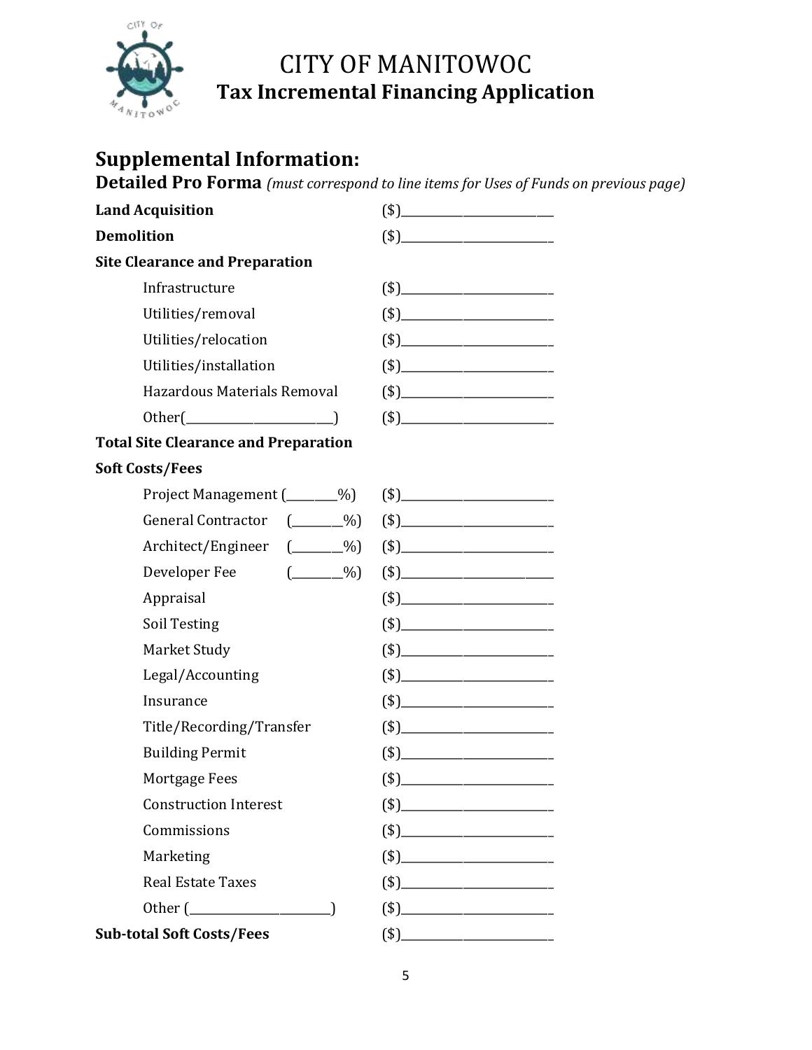# CITY OF MANITOWOC
## Tax Incremental Financing Application

## Supplemental Information:

### Detailed Pro Forma *(must correspond to line items for Uses of Funds on previous page)*

**Land Acquisition** ($)________________________

**Demolition** ($)________________________

**Site Clearance and Preparation**

- Infrastructure ($)________________________
- Utilities/removal ($)________________________
- Utilities/relocation ($)________________________
- Utilities/installation ($)________________________
- Hazardous Materials Removal ($)________________________
- Other(______________________) ($)________________________

**Total Site Clearance and Preparation**

**Soft Costs/Fees**

- Project Management (_______%) ($)________________________
- General Contractor (_______%) ($)________________________
- Architect/Engineer (_______%) ($)________________________
- Developer Fee (_______%) ($)________________________
- Appraisal ($)________________________
- Soil Testing ($)________________________
- Market Study ($)________________________
- Legal/Accounting ($)________________________
- Insurance ($)________________________
- Title/Recording/Transfer ($)________________________
- Building Permit ($)________________________
- Mortgage Fees ($)________________________
- Construction Interest ($)________________________
- Commissions ($)________________________
- Marketing ($)________________________
- Real Estate Taxes ($)________________________
- Other (______________________) ($)________________________

**Sub-total Soft Costs/Fees** ($)________________________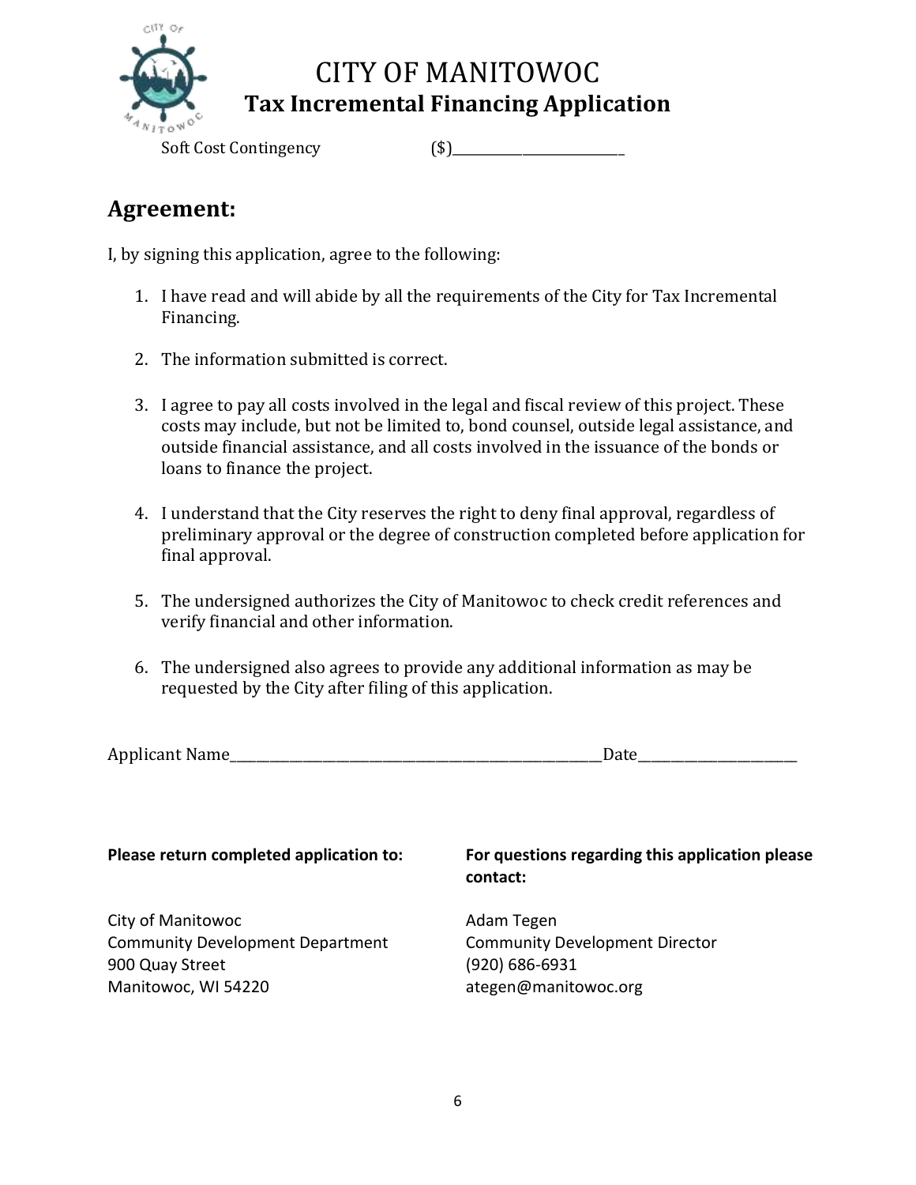Soft Cost Contingency ($)_________________________

## Agreement:

I, by signing this application, agree to the following:

1. I have read and will abide by all the requirements of the City for Tax Incremental Financing.

2. The information submitted is correct.

3. I agree to pay all costs involved in the legal and fiscal review of this project. These costs may include, but not be limited to, bond counsel, outside legal assistance, and outside financial assistance, and all costs involved in the issuance of the bonds or loans to finance the project.

4. I understand that the City reserves the right to deny final approval, regardless of preliminary approval or the degree of construction completed before application for final approval.

5. The undersigned authorizes the City of Manitowoc to check credit references and verify financial and other information.

6. The undersigned also agrees to provide any additional information as may be requested by the City after filing of this application.

Applicant Name_____________________________________________________Date______________________

**Please return completed application to:**

City of Manitowoc
Community Development Department
900 Quay Street
Manitowoc, WI 54220

**For questions regarding this application please contact:**

Adam Tegen
Community Development Director
(920) 686-6931
ategen@manitowoc.org